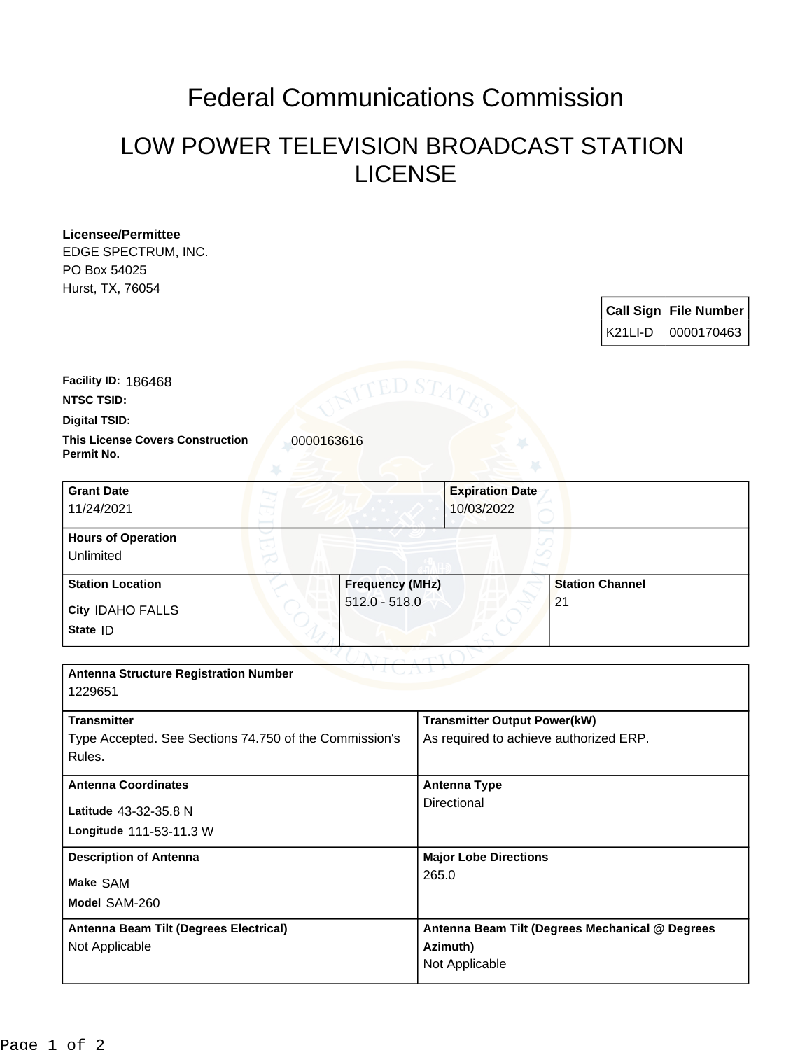# Federal Communications Commission

## LOW POWER TELEVISION BROADCAST STATION LICENSE

**Licensee/Permittee**
EDGE SPECTRUM, INC.
PO Box 54025
Hurst, TX, 76054

| Call Sign | File Number |
| --- | --- |
| K21LI-D | 0000170463 |

**Facility ID:** 186468

**NTSC TSID:**

**Digital TSID:**

**This License Covers Construction Permit No.** 0000163616

| Grant Date | Expiration Date |
| --- | --- |
| 11/24/2021 | 10/03/2022 |

**Hours of Operation**
Unlimited

| Station Location | Frequency (MHz) | Station Channel |
| --- | --- | --- |
| City IDAHO FALLS<br>State ID | 512.0 - 518.0 | 21 |

**Antenna Structure Registration Number**
1229651

| Transmitter | Transmitter Output Power(kW) |
| --- | --- |
| Type Accepted. See Sections 74.750 of the Commission's Rules. | As required to achieve authorized ERP. |

| Antenna Coordinates | Antenna Type |
| --- | --- |
| Latitude 43-32-35.8 N<br>Longitude 111-53-11.3 W | Directional |

| Description of Antenna | Major Lobe Directions |
| --- | --- |
| Make SAM<br>Model SAM-260 | 265.0 |

| Antenna Beam Tilt (Degrees Electrical) | Antenna Beam Tilt (Degrees Mechanical @ Degrees Azimuth) |
| --- | --- |
| Not Applicable | Not Applicable |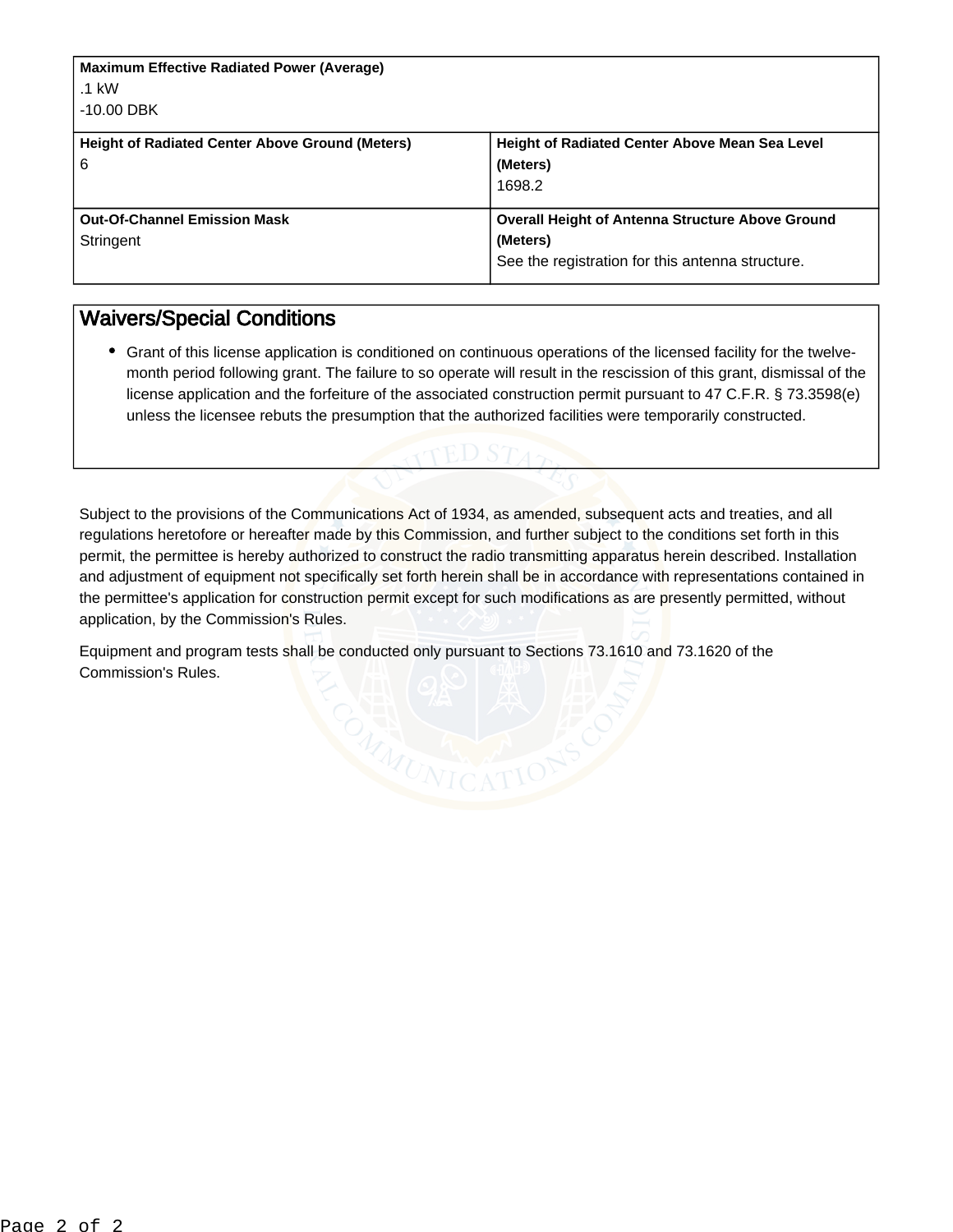| | |
|---|---|
| **Maximum Effective Radiated Power (Average)**<br>.1 kW<br>-10.00 DBK | |
| **Height of Radiated Center Above Ground (Meters)**<br>6 | **Height of Radiated Center Above Mean Sea Level (Meters)**<br>1698.2 |
| **Out-Of-Channel Emission Mask**<br>Stringent | **Overall Height of Antenna Structure Above Ground (Meters)**<br>See the registration for this antenna structure. |

## Waivers/Special Conditions

- Grant of this license application is conditioned on continuous operations of the licensed facility for the twelve-month period following grant. The failure to so operate will result in the rescission of this grant, dismissal of the license application and the forfeiture of the associated construction permit pursuant to 47 C.F.R. § 73.3598(e) unless the licensee rebuts the presumption that the authorized facilities were temporarily constructed.

Subject to the provisions of the Communications Act of 1934, as amended, subsequent acts and treaties, and all regulations heretofore or hereafter made by this Commission, and further subject to the conditions set forth in this permit, the permittee is hereby authorized to construct the radio transmitting apparatus herein described. Installation and adjustment of equipment not specifically set forth herein shall be in accordance with representations contained in the permittee's application for construction permit except for such modifications as are presently permitted, without application, by the Commission's Rules.

Equipment and program tests shall be conducted only pursuant to Sections 73.1610 and 73.1620 of the Commission's Rules.